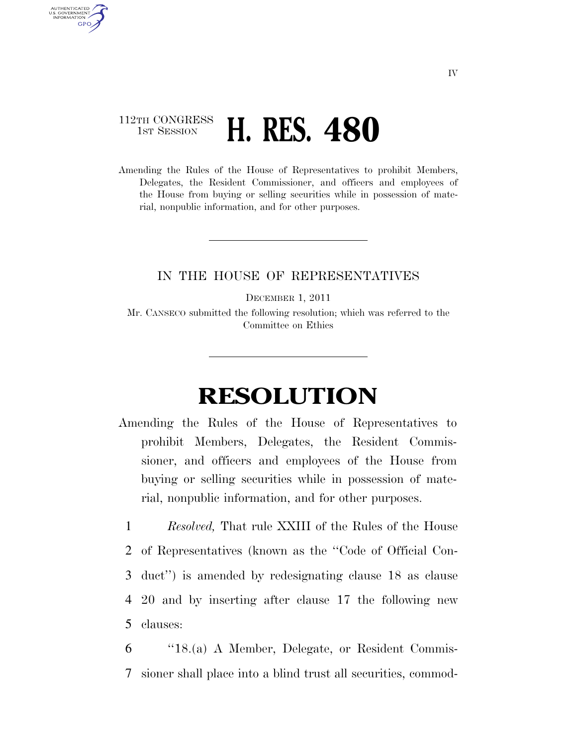IV

112TH CONGRESS
1ST SESSION

# H. RES. 480

Amending the Rules of the House of Representatives to prohibit Members, Delegates, the Resident Commissioner, and officers and employees of the House from buying or selling securities while in possession of material, nonpublic information, and for other purposes.

---

IN THE HOUSE OF REPRESENTATIVES

DECEMBER 1, 2011

Mr. CANSECO submitted the following resolution; which was referred to the Committee on Ethics

---

# RESOLUTION

Amending the Rules of the House of Representatives to prohibit Members, Delegates, the Resident Commissioner, and officers and employees of the House from buying or selling securities while in possession of material, nonpublic information, and for other purposes.

1 *Resolved,* That rule XXIII of the Rules of the House
2 of Representatives (known as the ''Code of Official Con-
3 duct'') is amended by redesignating clause 18 as clause
4 20 and by inserting after clause 17 the following new
5 clauses:

6 ''18.(a) A Member, Delegate, or Resident Commis-
7 sioner shall place into a blind trust all securities, commod-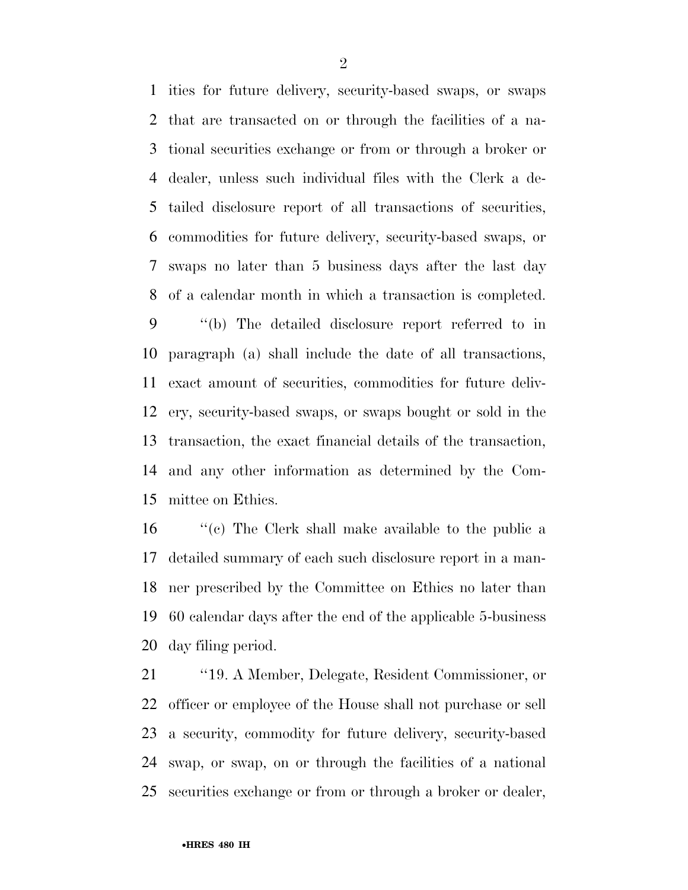ities for future delivery, security-based swaps, or swaps that are transacted on or through the facilities of a national securities exchange or from or through a broker or dealer, unless such individual files with the Clerk a detailed disclosure report of all transactions of securities, commodities for future delivery, security-based swaps, or swaps no later than 5 business days after the last day of a calendar month in which a transaction is completed.

"(b) The detailed disclosure report referred to in paragraph (a) shall include the date of all transactions, exact amount of securities, commodities for future delivery, security-based swaps, or swaps bought or sold in the transaction, the exact financial details of the transaction, and any other information as determined by the Committee on Ethics.

"(c) The Clerk shall make available to the public a detailed summary of each such disclosure report in a manner prescribed by the Committee on Ethics no later than 60 calendar days after the end of the applicable 5-business day filing period.

"19. A Member, Delegate, Resident Commissioner, or officer or employee of the House shall not purchase or sell a security, commodity for future delivery, security-based swap, or swap, on or through the facilities of a national securities exchange or from or through a broker or dealer,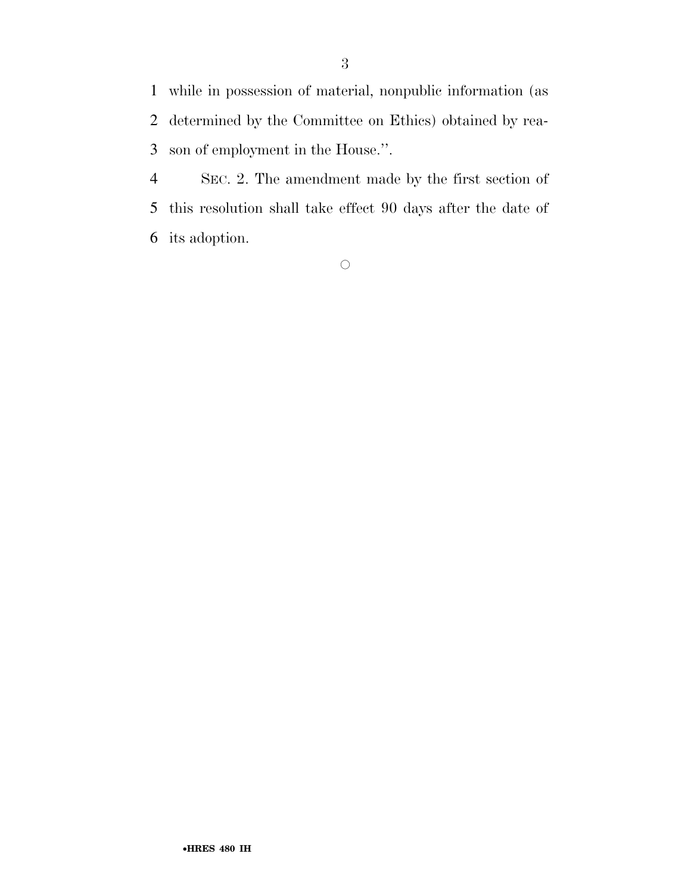while in possession of material, nonpublic information (as determined by the Committee on Ethics) obtained by reason of employment in the House.''.

SEC. 2. The amendment made by the first section of this resolution shall take effect 90 days after the date of its adoption.

○